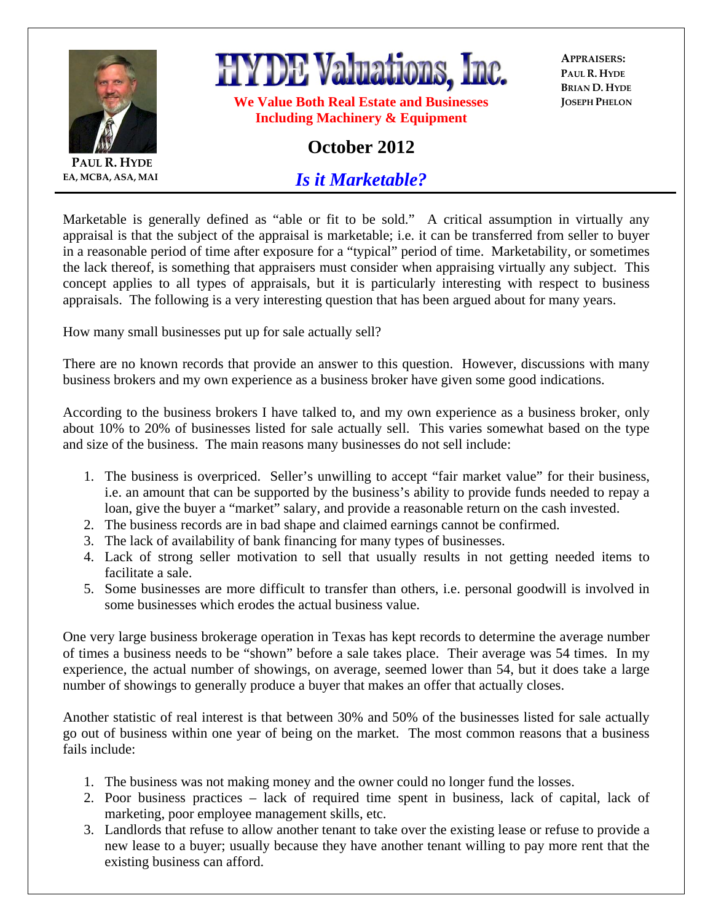PAUL R. HYDE
EA, MCBA, ASA, MAI

# HYDE Valuations, Inc.

**We Value Both Real Estate and Businesses Including Machinery & Equipment**

APPRAISERS:
PAUL R. HYDE
BRIAN D. HYDE
JOSEPH PHELON

## October 2012

## *Is it Marketable?*

Marketable is generally defined as "able or fit to be sold." A critical assumption in virtually any appraisal is that the subject of the appraisal is marketable; i.e. it can be transferred from seller to buyer in a reasonable period of time after exposure for a "typical" period of time. Marketability, or sometimes the lack thereof, is something that appraisers must consider when appraising virtually any subject. This concept applies to all types of appraisals, but it is particularly interesting with respect to business appraisals. The following is a very interesting question that has been argued about for many years.

How many small businesses put up for sale actually sell?

There are no known records that provide an answer to this question. However, discussions with many business brokers and my own experience as a business broker have given some good indications.

According to the business brokers I have talked to, and my own experience as a business broker, only about 10% to 20% of businesses listed for sale actually sell. This varies somewhat based on the type and size of the business. The main reasons many businesses do not sell include:

1. The business is overpriced. Seller's unwilling to accept "fair market value" for their business, i.e. an amount that can be supported by the business's ability to provide funds needed to repay a loan, give the buyer a "market" salary, and provide a reasonable return on the cash invested.
2. The business records are in bad shape and claimed earnings cannot be confirmed.
3. The lack of availability of bank financing for many types of businesses.
4. Lack of strong seller motivation to sell that usually results in not getting needed items to facilitate a sale.
5. Some businesses are more difficult to transfer than others, i.e. personal goodwill is involved in some businesses which erodes the actual business value.

One very large business brokerage operation in Texas has kept records to determine the average number of times a business needs to be "shown" before a sale takes place. Their average was 54 times. In my experience, the actual number of showings, on average, seemed lower than 54, but it does take a large number of showings to generally produce a buyer that makes an offer that actually closes.

Another statistic of real interest is that between 30% and 50% of the businesses listed for sale actually go out of business within one year of being on the market. The most common reasons that a business fails include:

1. The business was not making money and the owner could no longer fund the losses.
2. Poor business practices – lack of required time spent in business, lack of capital, lack of marketing, poor employee management skills, etc.
3. Landlords that refuse to allow another tenant to take over the existing lease or refuse to provide a new lease to a buyer; usually because they have another tenant willing to pay more rent that the existing business can afford.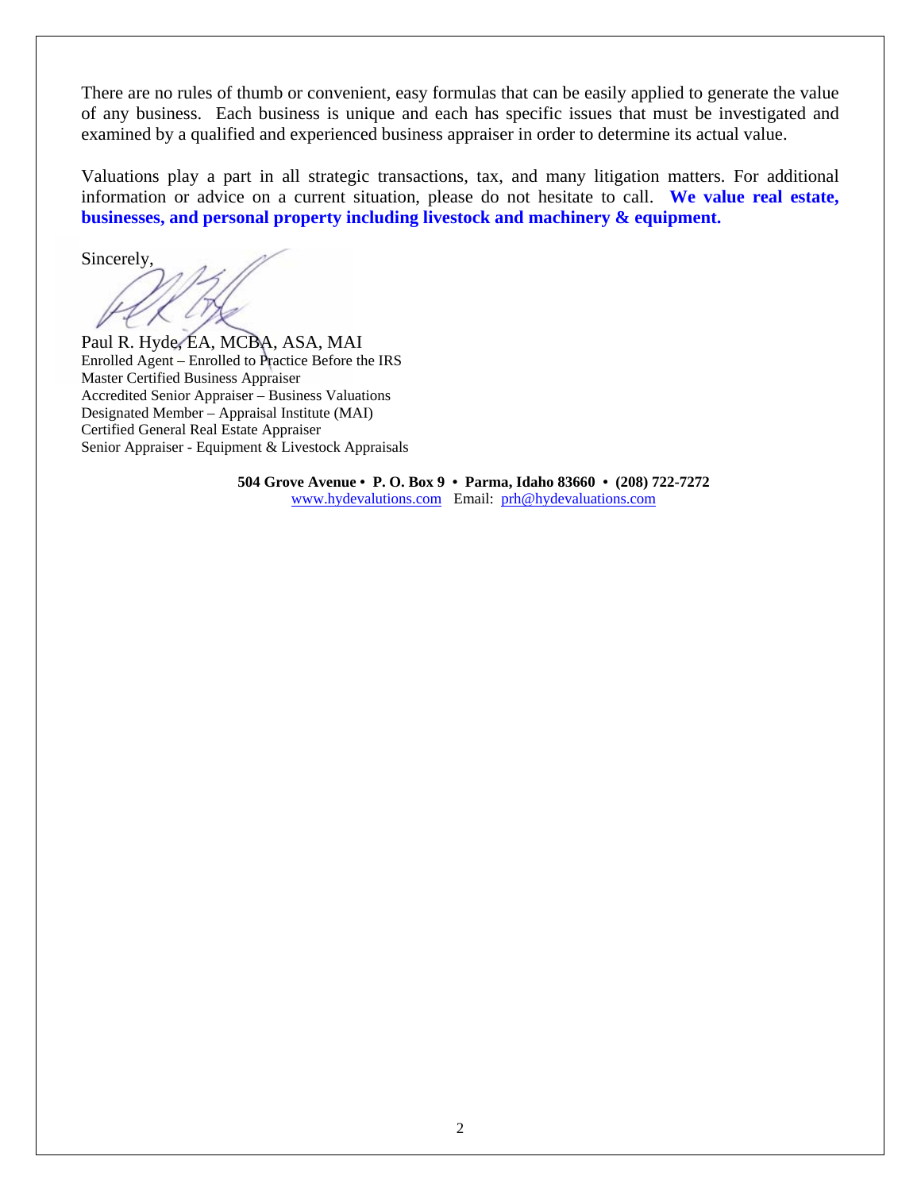There are no rules of thumb or convenient, easy formulas that can be easily applied to generate the value of any business. Each business is unique and each has specific issues that must be investigated and examined by a qualified and experienced business appraiser in order to determine its actual value.

Valuations play a part in all strategic transactions, tax, and many litigation matters. For additional information or advice on a current situation, please do not hesitate to call. **We value real estate, businesses, and personal property including livestock and machinery & equipment.**

Sincerely,

Paul R. Hyde, EA, MCBA, ASA, MAI
Enrolled Agent – Enrolled to Practice Before the IRS
Master Certified Business Appraiser
Accredited Senior Appraiser – Business Valuations
Designated Member – Appraisal Institute (MAI)
Certified General Real Estate Appraiser
Senior Appraiser - Equipment & Livestock Appraisals

**504 Grove Avenue • P. O. Box 9 • Parma, Idaho 83660 • (208) 722-7272**
www.hydevalutions.com Email: prh@hydevaluations.com